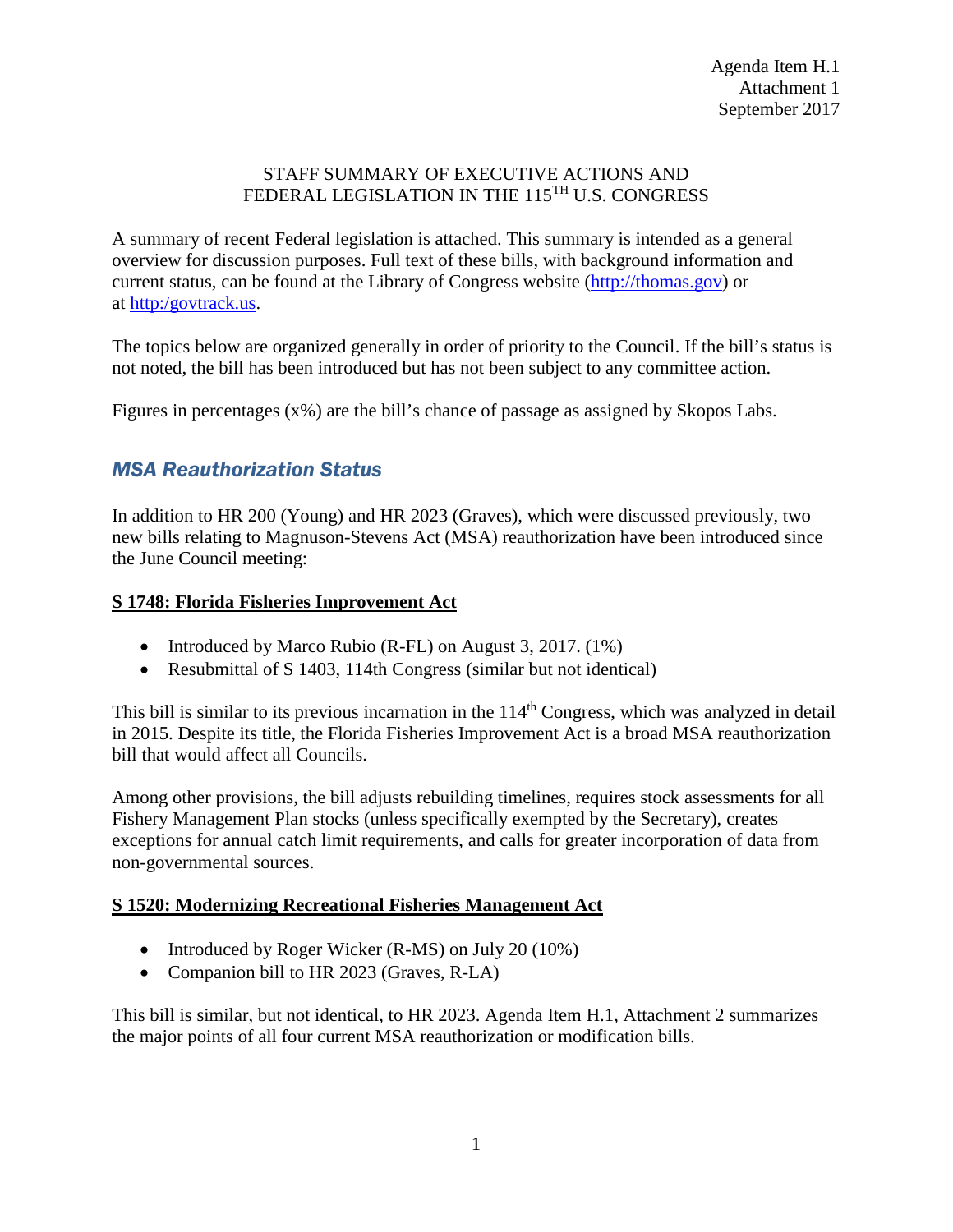Agenda Item H.1
Attachment 1
September 2017

# STAFF SUMMARY OF EXECUTIVE ACTIONS AND FEDERAL LEGISLATION IN THE 115TH U.S. CONGRESS

A summary of recent Federal legislation is attached. This summary is intended as a general overview for discussion purposes. Full text of these bills, with background information and current status, can be found at the Library of Congress website (http://thomas.gov) or at http:/govtrack.us.

The topics below are organized generally in order of priority to the Council. If the bill's status is not noted, the bill has been introduced but has not been subject to any committee action.

Figures in percentages (x%) are the bill's chance of passage as assigned by Skopos Labs.

## *MSA Reauthorization Status*

In addition to HR 200 (Young) and HR 2023 (Graves), which were discussed previously, two new bills relating to Magnuson-Stevens Act (MSA) reauthorization have been introduced since the June Council meeting:

### S 1748: Florida Fisheries Improvement Act

- Introduced by Marco Rubio (R-FL) on August 3, 2017. (1%)
- Resubmittal of S 1403, 114th Congress (similar but not identical)

This bill is similar to its previous incarnation in the 114th Congress, which was analyzed in detail in 2015. Despite its title, the Florida Fisheries Improvement Act is a broad MSA reauthorization bill that would affect all Councils.

Among other provisions, the bill adjusts rebuilding timelines, requires stock assessments for all Fishery Management Plan stocks (unless specifically exempted by the Secretary), creates exceptions for annual catch limit requirements, and calls for greater incorporation of data from non-governmental sources.

### S 1520: Modernizing Recreational Fisheries Management Act

- Introduced by Roger Wicker (R-MS) on July 20 (10%)
- Companion bill to HR 2023 (Graves, R-LA)

This bill is similar, but not identical, to HR 2023. Agenda Item H.1, Attachment 2 summarizes the major points of all four current MSA reauthorization or modification bills.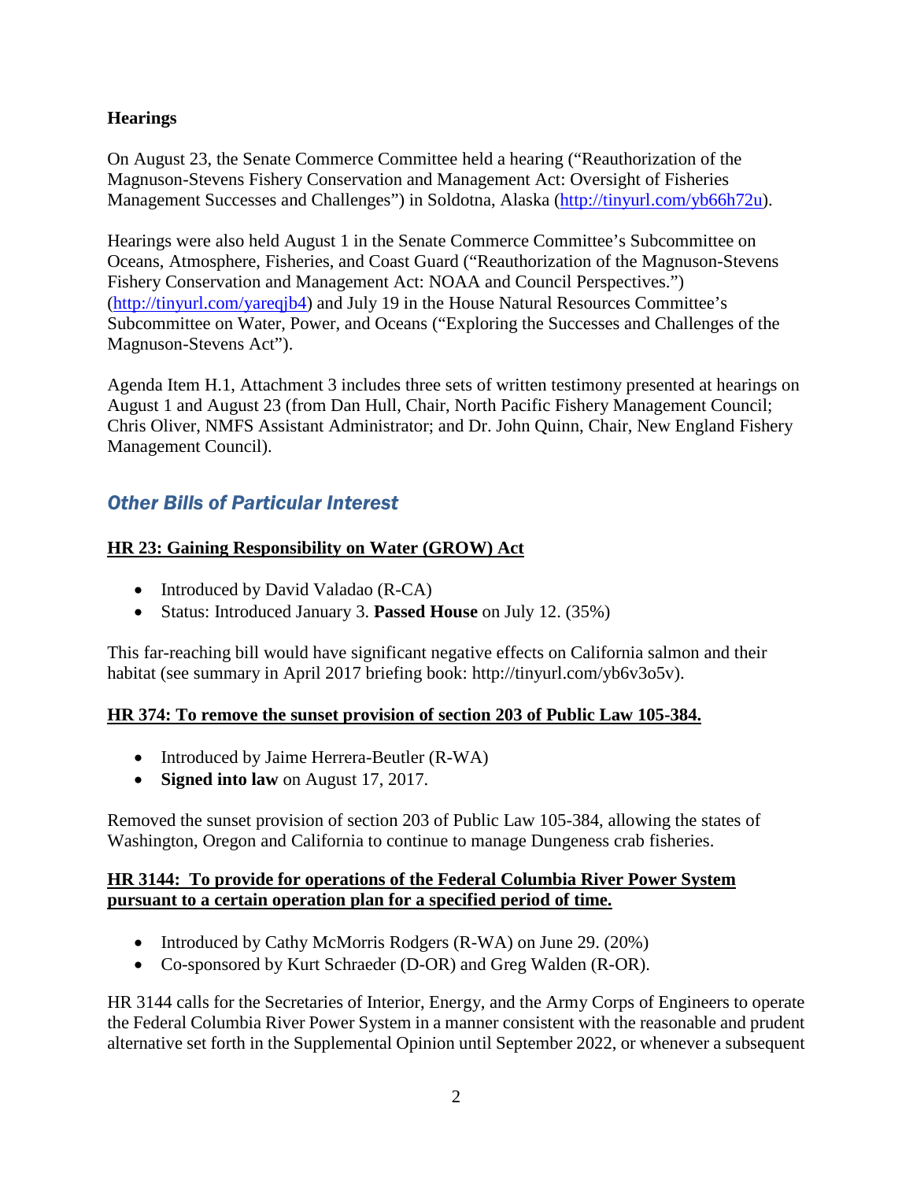**Hearings**

On August 23, the Senate Commerce Committee held a hearing ("Reauthorization of the Magnuson-Stevens Fishery Conservation and Management Act: Oversight of Fisheries Management Successes and Challenges") in Soldotna, Alaska (http://tinyurl.com/yb66h72u).

Hearings were also held August 1 in the Senate Commerce Committee's Subcommittee on Oceans, Atmosphere, Fisheries, and Coast Guard ("Reauthorization of the Magnuson-Stevens Fishery Conservation and Management Act: NOAA and Council Perspectives.") (http://tinyurl.com/yareqjb4) and July 19 in the House Natural Resources Committee's Subcommittee on Water, Power, and Oceans ("Exploring the Successes and Challenges of the Magnuson-Stevens Act").

Agenda Item H.1, Attachment 3 includes three sets of written testimony presented at hearings on August 1 and August 23 (from Dan Hull, Chair, North Pacific Fishery Management Council; Chris Oliver, NMFS Assistant Administrator; and Dr. John Quinn, Chair, New England Fishery Management Council).

## *Other Bills of Particular Interest*

**HR 23: Gaining Responsibility on Water (GROW) Act**

- Introduced by David Valadao (R-CA)
- Status: Introduced January 3. **Passed House** on July 12. (35%)

This far-reaching bill would have significant negative effects on California salmon and their habitat (see summary in April 2017 briefing book: http://tinyurl.com/yb6v3o5v).

**HR 374: To remove the sunset provision of section 203 of Public Law 105-384.**

- Introduced by Jaime Herrera-Beutler (R-WA)
- **Signed into law** on August 17, 2017.

Removed the sunset provision of section 203 of Public Law 105-384, allowing the states of Washington, Oregon and California to continue to manage Dungeness crab fisheries.

**HR 3144: To provide for operations of the Federal Columbia River Power System pursuant to a certain operation plan for a specified period of time.**

- Introduced by Cathy McMorris Rodgers (R-WA) on June 29. (20%)
- Co-sponsored by Kurt Schraeder (D-OR) and Greg Walden (R-OR).

HR 3144 calls for the Secretaries of Interior, Energy, and the Army Corps of Engineers to operate the Federal Columbia River Power System in a manner consistent with the reasonable and prudent alternative set forth in the Supplemental Opinion until September 2022, or whenever a subsequent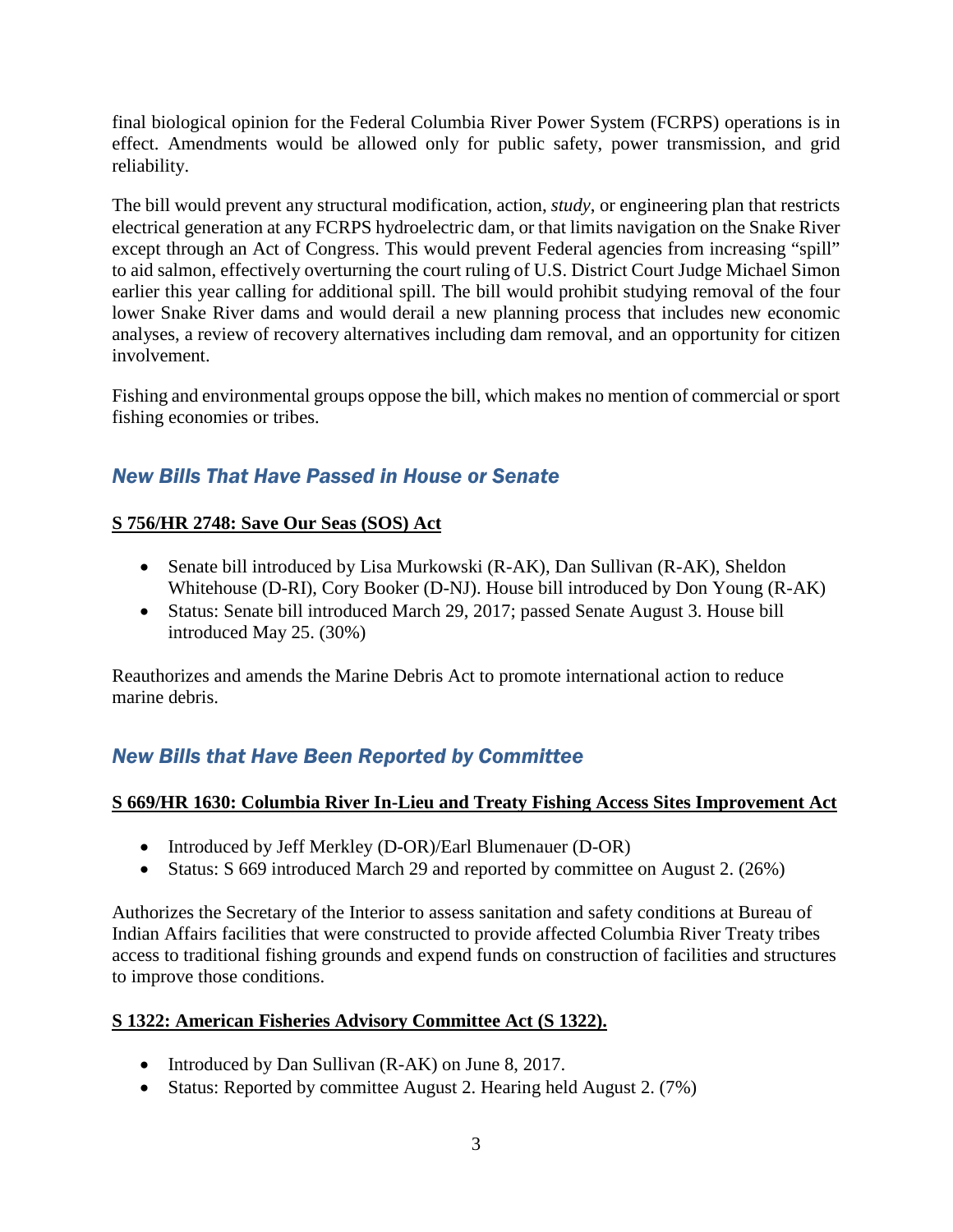final biological opinion for the Federal Columbia River Power System (FCRPS) operations is in effect. Amendments would be allowed only for public safety, power transmission, and grid reliability.

The bill would prevent any structural modification, action, *study*, or engineering plan that restricts electrical generation at any FCRPS hydroelectric dam, or that limits navigation on the Snake River except through an Act of Congress. This would prevent Federal agencies from increasing "spill" to aid salmon, effectively overturning the court ruling of U.S. District Court Judge Michael Simon earlier this year calling for additional spill. The bill would prohibit studying removal of the four lower Snake River dams and would derail a new planning process that includes new economic analyses, a review of recovery alternatives including dam removal, and an opportunity for citizen involvement.

Fishing and environmental groups oppose the bill, which makes no mention of commercial or sport fishing economies or tribes.

## *New Bills That Have Passed in House or Senate*

**S 756/HR 2748: Save Our Seas (SOS) Act**

- Senate bill introduced by Lisa Murkowski (R-AK), Dan Sullivan (R-AK), Sheldon Whitehouse (D-RI), Cory Booker (D-NJ). House bill introduced by Don Young (R-AK)
- Status: Senate bill introduced March 29, 2017; passed Senate August 3. House bill introduced May 25. (30%)

Reauthorizes and amends the Marine Debris Act to promote international action to reduce marine debris.

## *New Bills that Have Been Reported by Committee*

**S 669/HR 1630: Columbia River In-Lieu and Treaty Fishing Access Sites Improvement Act**

- Introduced by Jeff Merkley (D-OR)/Earl Blumenauer (D-OR)
- Status: S 669 introduced March 29 and reported by committee on August 2. (26%)

Authorizes the Secretary of the Interior to assess sanitation and safety conditions at Bureau of Indian Affairs facilities that were constructed to provide affected Columbia River Treaty tribes access to traditional fishing grounds and expend funds on construction of facilities and structures to improve those conditions.

**S 1322: American Fisheries Advisory Committee Act (S 1322).**

- Introduced by Dan Sullivan (R-AK) on June 8, 2017.
- Status: Reported by committee August 2. Hearing held August 2. (7%)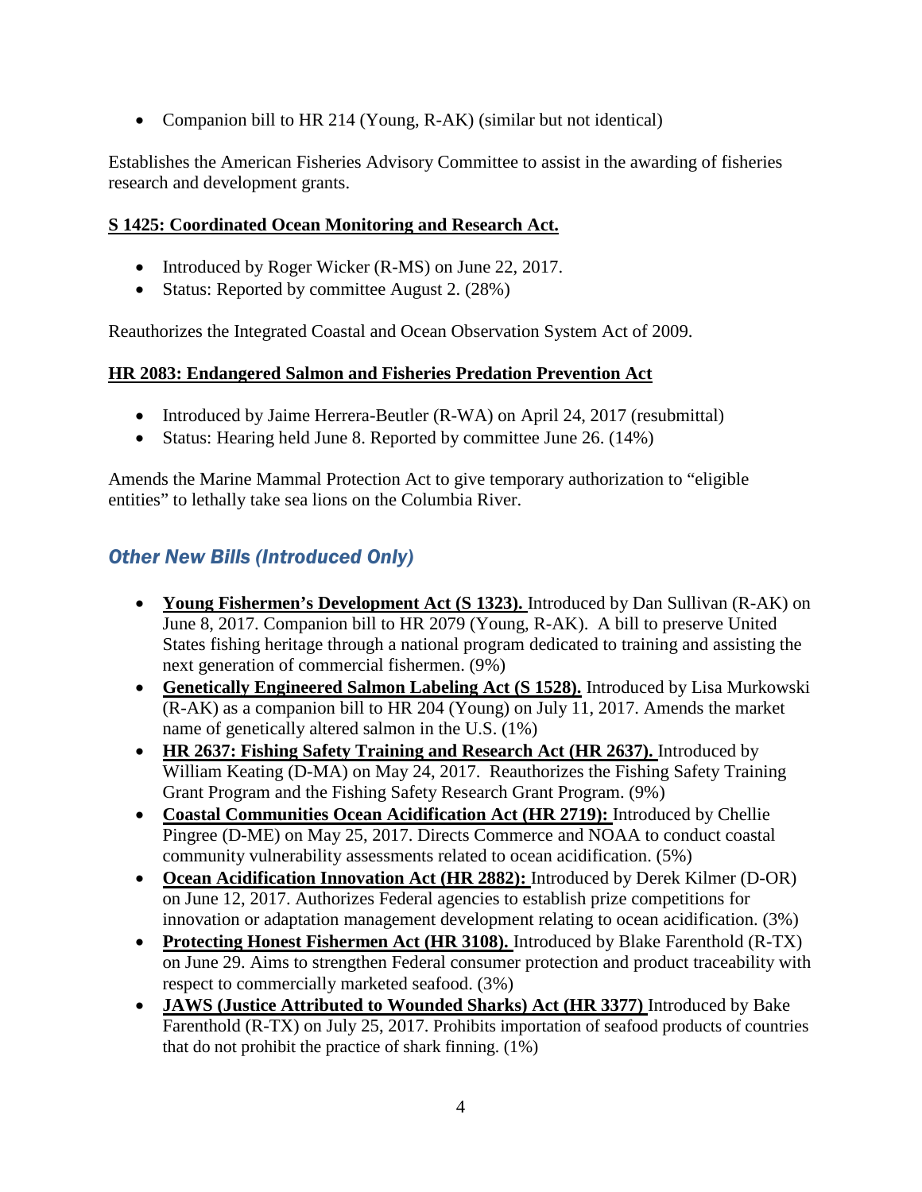- Companion bill to HR 214 (Young, R-AK) (similar but not identical)

Establishes the American Fisheries Advisory Committee to assist in the awarding of fisheries research and development grants.

**S 1425: Coordinated Ocean Monitoring and Research Act.**

- Introduced by Roger Wicker (R-MS) on June 22, 2017.
- Status: Reported by committee August 2. (28%)

Reauthorizes the Integrated Coastal and Ocean Observation System Act of 2009.

**HR 2083: Endangered Salmon and Fisheries Predation Prevention Act**

- Introduced by Jaime Herrera-Beutler (R-WA) on April 24, 2017 (resubmittal)
- Status: Hearing held June 8. Reported by committee June 26. (14%)

Amends the Marine Mammal Protection Act to give temporary authorization to "eligible entities" to lethally take sea lions on the Columbia River.

## *Other New Bills (Introduced Only)*

- **Young Fishermen's Development Act (S 1323).** Introduced by Dan Sullivan (R-AK) on June 8, 2017. Companion bill to HR 2079 (Young, R-AK). A bill to preserve United States fishing heritage through a national program dedicated to training and assisting the next generation of commercial fishermen. (9%)
- **Genetically Engineered Salmon Labeling Act (S 1528).** Introduced by Lisa Murkowski (R-AK) as a companion bill to HR 204 (Young) on July 11, 2017. Amends the market name of genetically altered salmon in the U.S. (1%)
- **HR 2637: Fishing Safety Training and Research Act (HR 2637).** Introduced by William Keating (D-MA) on May 24, 2017. Reauthorizes the Fishing Safety Training Grant Program and the Fishing Safety Research Grant Program. (9%)
- **Coastal Communities Ocean Acidification Act (HR 2719):** Introduced by Chellie Pingree (D-ME) on May 25, 2017. Directs Commerce and NOAA to conduct coastal community vulnerability assessments related to ocean acidification. (5%)
- **Ocean Acidification Innovation Act (HR 2882):** Introduced by Derek Kilmer (D-OR) on June 12, 2017. Authorizes Federal agencies to establish prize competitions for innovation or adaptation management development relating to ocean acidification. (3%)
- **Protecting Honest Fishermen Act (HR 3108).** Introduced by Blake Farenthold (R-TX) on June 29. Aims to strengthen Federal consumer protection and product traceability with respect to commercially marketed seafood. (3%)
- **JAWS (Justice Attributed to Wounded Sharks) Act (HR 3377)** Introduced by Bake Farenthold (R-TX) on July 25, 2017. Prohibits importation of seafood products of countries that do not prohibit the practice of shark finning. (1%)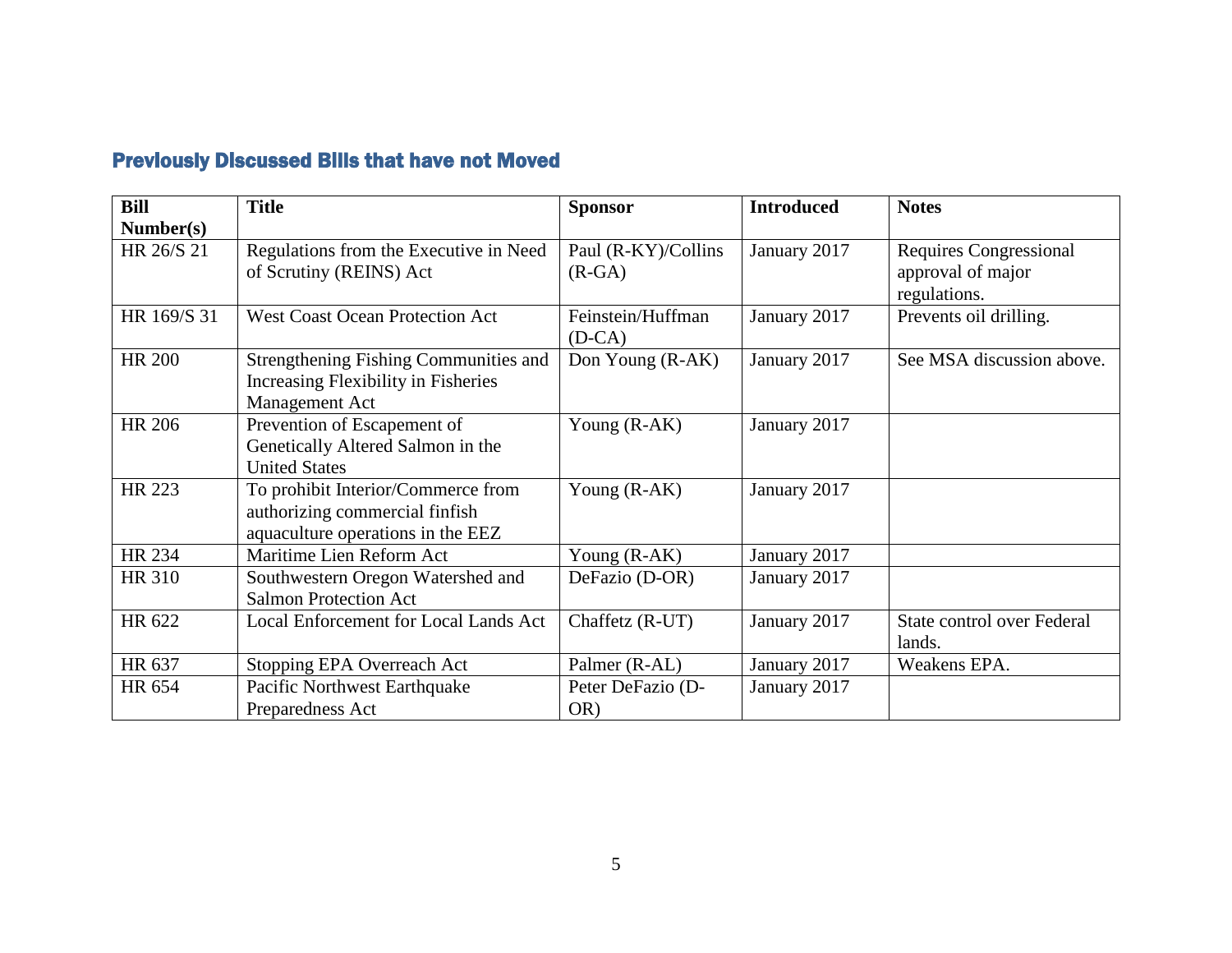## Previously Discussed Bills that have not Moved

| Bill Number(s) | Title | Sponsor | Introduced | Notes |
|---|---|---|---|---|
| HR 26/S 21 | Regulations from the Executive in Need of Scrutiny (REINS) Act | Paul (R-KY)/Collins (R-GA) | January 2017 | Requires Congressional approval of major regulations. |
| HR 169/S 31 | West Coast Ocean Protection Act | Feinstein/Huffman (D-CA) | January 2017 | Prevents oil drilling. |
| HR 200 | Strengthening Fishing Communities and Increasing Flexibility in Fisheries Management Act | Don Young (R-AK) | January 2017 | See MSA discussion above. |
| HR 206 | Prevention of Escapement of Genetically Altered Salmon in the United States | Young (R-AK) | January 2017 | |
| HR 223 | To prohibit Interior/Commerce from authorizing commercial finfish aquaculture operations in the EEZ | Young (R-AK) | January 2017 | |
| HR 234 | Maritime Lien Reform Act | Young (R-AK) | January 2017 | |
| HR 310 | Southwestern Oregon Watershed and Salmon Protection Act | DeFazio (D-OR) | January 2017 | |
| HR 622 | Local Enforcement for Local Lands Act | Chaffetz (R-UT) | January 2017 | State control over Federal lands. |
| HR 637 | Stopping EPA Overreach Act | Palmer (R-AL) | January 2017 | Weakens EPA. |
| HR 654 | Pacific Northwest Earthquake Preparedness Act | Peter DeFazio (D-OR) | January 2017 | |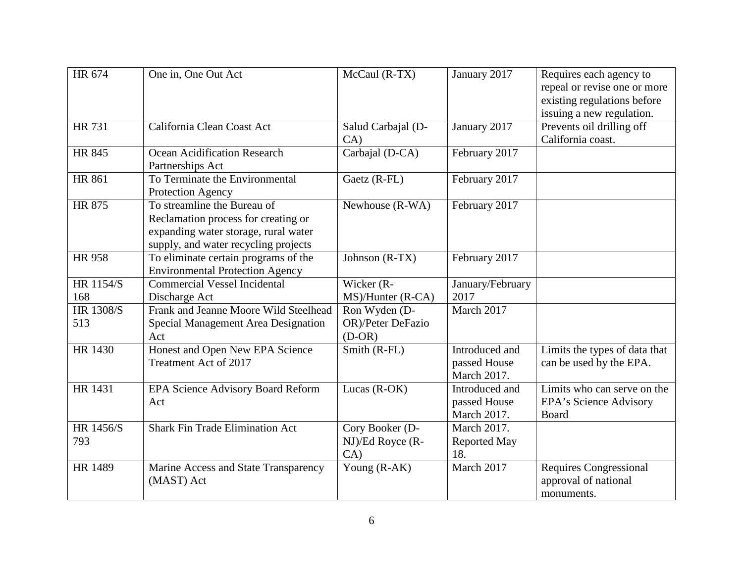| | | | | |
|---|---|---|---|---|
| HR 674 | One in, One Out Act | McCaul (R-TX) | January 2017 | Requires each agency to repeal or revise one or more existing regulations before issuing a new regulation. |
| HR 731 | California Clean Coast Act | Salud Carbajal (D-CA) | January 2017 | Prevents oil drilling off California coast. |
| HR 845 | Ocean Acidification Research Partnerships Act | Carbajal (D-CA) | February 2017 | |
| HR 861 | To Terminate the Environmental Protection Agency | Gaetz (R-FL) | February 2017 | |
| HR 875 | To streamline the Bureau of Reclamation process for creating or expanding water storage, rural water supply, and water recycling projects | Newhouse (R-WA) | February 2017 | |
| HR 958 | To eliminate certain programs of the Environmental Protection Agency | Johnson (R-TX) | February 2017 | |
| HR 1154/S 168 | Commercial Vessel Incidental Discharge Act | Wicker (R-MS)/Hunter (R-CA) | January/February 2017 | |
| HR 1308/S 513 | Frank and Jeanne Moore Wild Steelhead Special Management Area Designation Act | Ron Wyden (D-OR)/Peter DeFazio (D-OR) | March 2017 | |
| HR 1430 | Honest and Open New EPA Science Treatment Act of 2017 | Smith (R-FL) | Introduced and passed House March 2017. | Limits the types of data that can be used by the EPA. |
| HR 1431 | EPA Science Advisory Board Reform Act | Lucas (R-OK) | Introduced and passed House March 2017. | Limits who can serve on the EPA's Science Advisory Board |
| HR 1456/S 793 | Shark Fin Trade Elimination Act | Cory Booker (D-NJ)/Ed Royce (R-CA) | March 2017. Reported May 18. | |
| HR 1489 | Marine Access and State Transparency (MAST) Act | Young (R-AK) | March 2017 | Requires Congressional approval of national monuments. |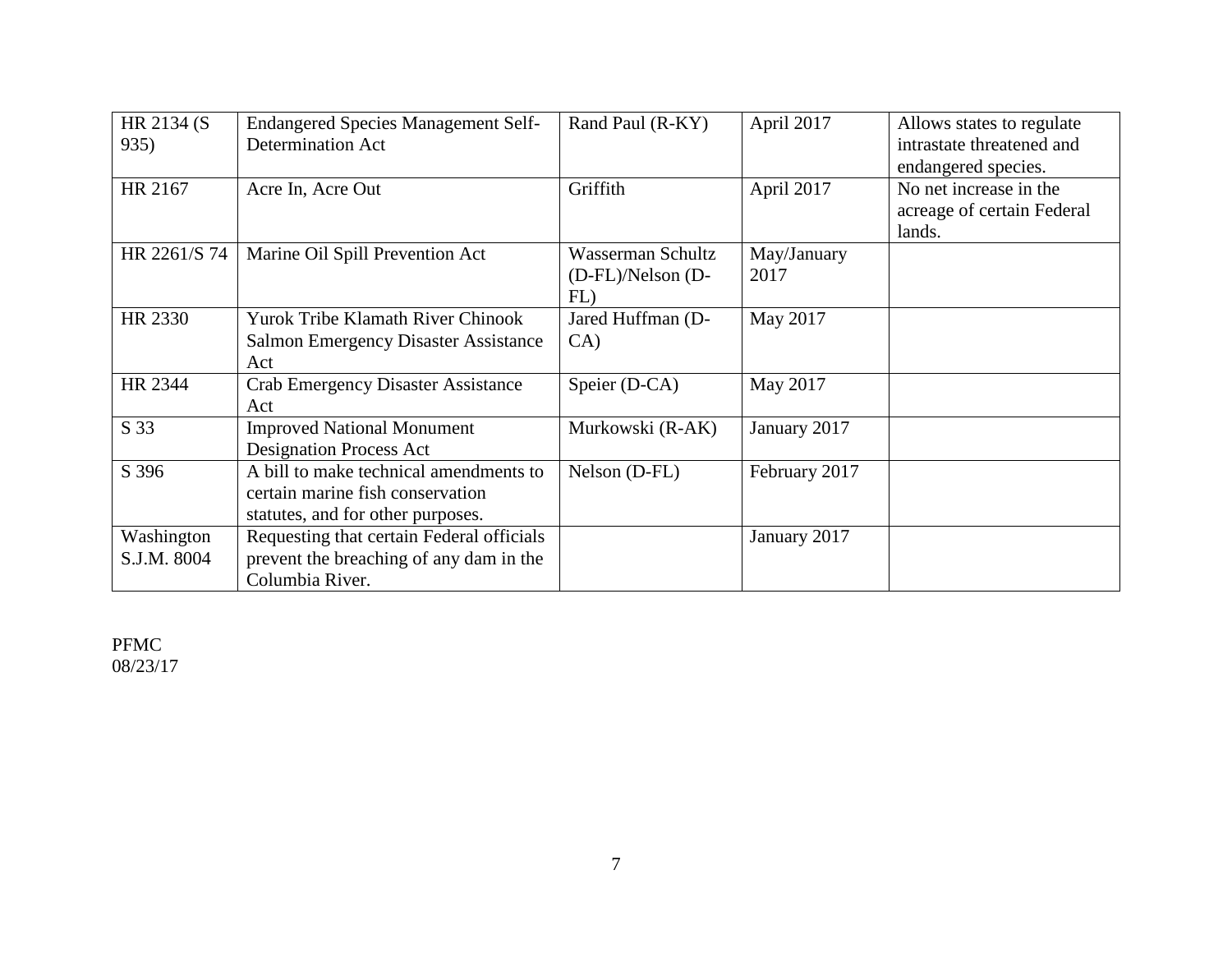| | | | | |
|---|---|---|---|---|
| HR 2134 (S 935) | Endangered Species Management Self-Determination Act | Rand Paul (R-KY) | April 2017 | Allows states to regulate intrastate threatened and endangered species. |
| HR 2167 | Acre In, Acre Out | Griffith | April 2017 | No net increase in the acreage of certain Federal lands. |
| HR 2261/S 74 | Marine Oil Spill Prevention Act | Wasserman Schultz (D-FL)/Nelson (D-FL) | May/January 2017 | |
| HR 2330 | Yurok Tribe Klamath River Chinook Salmon Emergency Disaster Assistance Act | Jared Huffman (D-CA) | May 2017 | |
| HR 2344 | Crab Emergency Disaster Assistance Act | Speier (D-CA) | May 2017 | |
| S 33 | Improved National Monument Designation Process Act | Murkowski (R-AK) | January 2017 | |
| S 396 | A bill to make technical amendments to certain marine fish conservation statutes, and for other purposes. | Nelson (D-FL) | February 2017 | |
| Washington S.J.M. 8004 | Requesting that certain Federal officials prevent the breaching of any dam in the Columbia River. | | January 2017 | |

PFMC
08/23/17